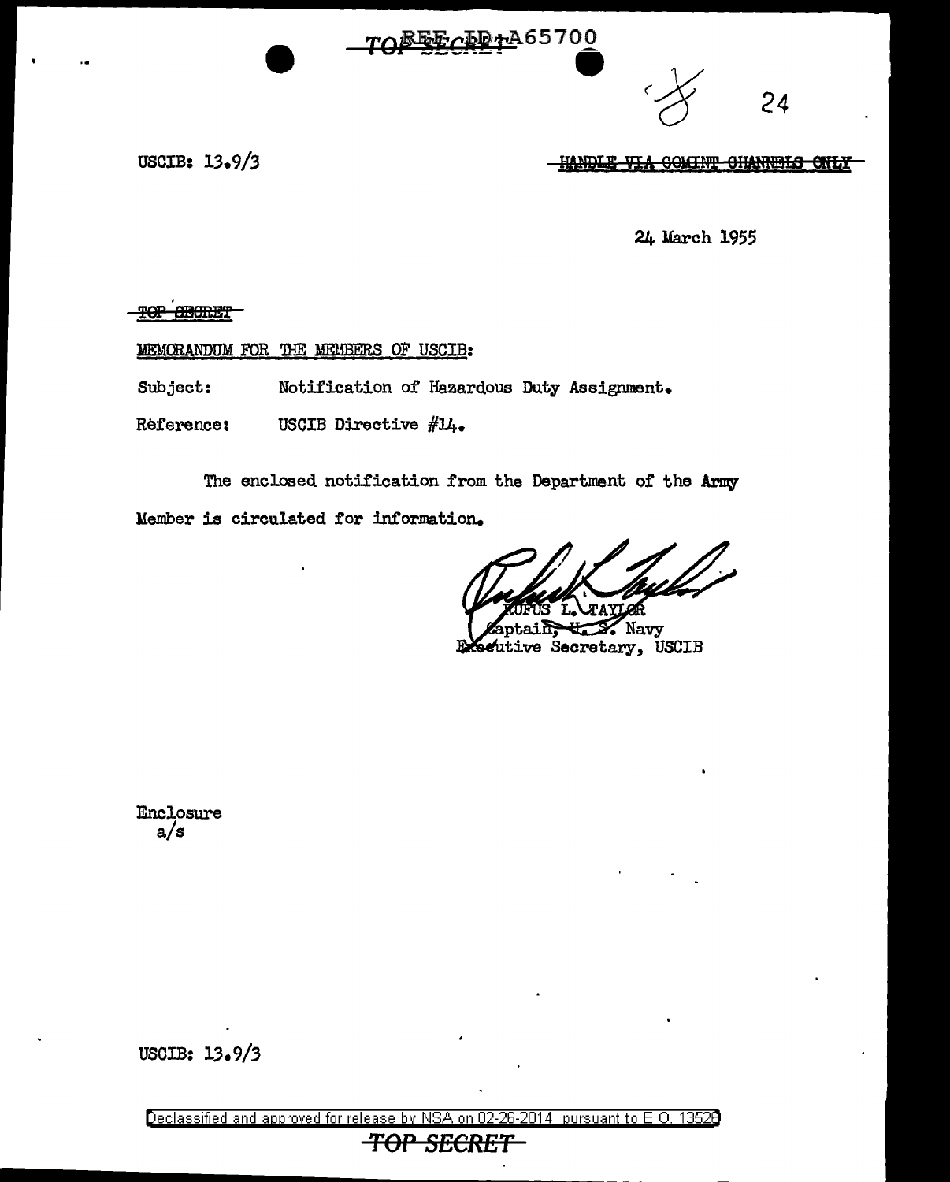TOP SECRET REF ID:A65700

USCIB: 13.9/3

HANDLE VIA COMINT CHANNELS ONLY

24 March 1955

TOP SECRET

MEMORANDUM FOR THE MEMBERS OF USCIB:

Subject: Notification of Hazardous Duty Assignment.

Reference: USCIB Directive #14.

The enclosed notification from the Department of the Army Member is circulated for information.

RUFUS L. TAYLOR
Captain, U. S. Navy
Executive Secretary, USCIB

Enclosure
a/s

USCIB: 13.9/3

Declassified and approved for release by NSA on 02-26-2014 pursuant to E.O. 13526

TOP SECRET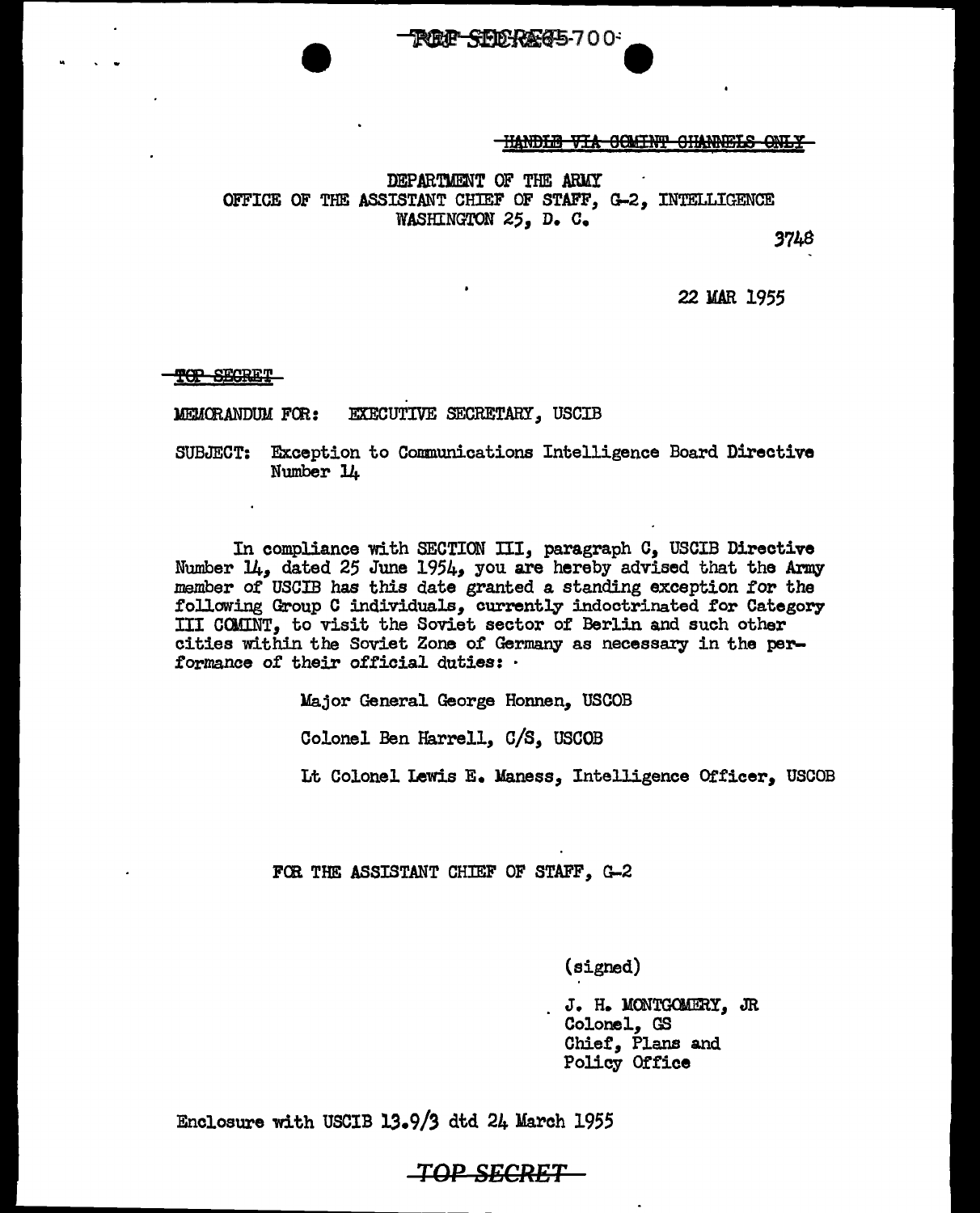TOP SECRET 65700

~~HANDLE VIA COMINT CHANNELS ONLY~~

DEPARTMENT OF THE ARMY
OFFICE OF THE ASSISTANT CHIEF OF STAFF, G-2, INTELLIGENCE
WASHINGTON 25, D. C.

3748

22 MAR 1955

~~TOP SECRET~~

MEMORANDUM FOR: EXECUTIVE SECRETARY, USCIB

SUBJECT: Exception to Communications Intelligence Board Directive Number 14

In compliance with SECTION III, paragraph C, USCIB Directive Number 14, dated 25 June 1954, you are hereby advised that the Army member of USCIB has this date granted a standing exception for the following Group C individuals, currently indoctrinated for Category III COMINT, to visit the Soviet sector of Berlin and such other cities within the Soviet Zone of Germany as necessary in the performance of their official duties:

Major General George Honnen, USCOB

Colonel Ben Harrell, C/S, USCOB

Lt Colonel Lewis E. Maness, Intelligence Officer, USCOB

FOR THE ASSISTANT CHIEF OF STAFF, G-2

(signed)

J. H. MONTGOMERY, JR
Colonel, GS
Chief, Plans and
Policy Office

Enclosure with USCIB 13.9/3 dtd 24 March 1955

~~TOP SECRET~~